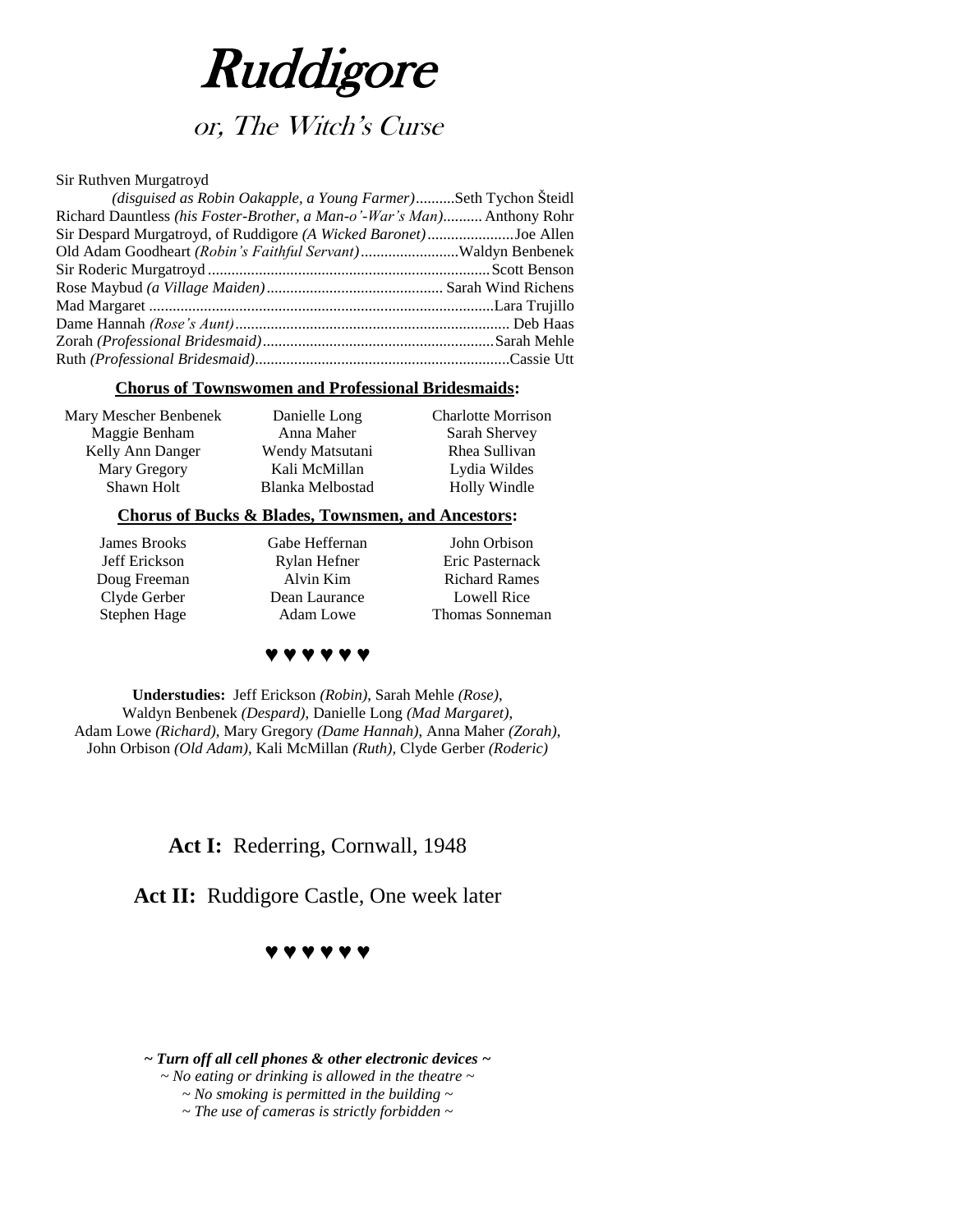# Ruddigore

## or, The Witch's Curse

Sir Ruthven Murgatroyd
*(disguised as Robin Oakapple, a Young Farmer)*..........Seth Tychon Šteidl
Richard Dauntless *(his Foster-Brother, a Man-o'-War's Man)*..........Anthony Rohr
Sir Despard Murgatroyd, of Ruddigore *(A Wicked Baronet)*......................Joe Allen
Old Adam Goodheart *(Robin's Faithful Servant)*.........................Waldyn Benbenek
Sir Roderic Murgatroyd.......................................................................Scott Benson
Rose Maybud *(a Village Maiden)*............................................ Sarah Wind Richens
Mad Margaret .......................................................................................Lara Trujillo
Dame Hannah *(Rose's Aunt)*..................................................................... Deb Haas
Zorah *(Professional Bridesmaid)*...........................................................Sarah Mehle
Ruth *(Professional Bridesmaid)*................................................................Cassie Utt

### Chorus of Townswomen and Professional Bridesmaids:

| | | |
|---|---|---|
| Mary Mescher Benbenek | Danielle Long | Charlotte Morrison |
| Maggie Benham | Anna Maher | Sarah Shervey |
| Kelly Ann Danger | Wendy Matsutani | Rhea Sullivan |
| Mary Gregory | Kali McMillan | Lydia Wildes |
| Shawn Holt | Blanka Melbostad | Holly Windle |

### Chorus of Bucks & Blades, Townsmen, and Ancestors:

| | | |
|---|---|---|
| James Brooks | Gabe Heffernan | John Orbison |
| Jeff Erickson | Rylan Hefner | Eric Pasternack |
| Doug Freeman | Alvin Kim | Richard Rames |
| Clyde Gerber | Dean Laurance | Lowell Rice |
| Stephen Hage | Adam Lowe | Thomas Sonneman |

♥ ♥ ♥ ♥ ♥ ♥

**Understudies:** Jeff Erickson *(Robin)*, Sarah Mehle *(Rose)*, Waldyn Benbenek *(Despard)*, Danielle Long *(Mad Margaret)*, Adam Lowe *(Richard)*, Mary Gregory *(Dame Hannah)*, Anna Maher *(Zorah)*, John Orbison *(Old Adam)*, Kali McMillan *(Ruth)*, Clyde Gerber *(Roderic)*

**Act I:** Rederring, Cornwall, 1948

**Act II:** Ruddigore Castle, One week later

♥ ♥ ♥ ♥ ♥ ♥

***~ Turn off all cell phones & other electronic devices ~***

*~ No eating or drinking is allowed in the theatre ~*

*~ No smoking is permitted in the building ~*

*~ The use of cameras is strictly forbidden ~*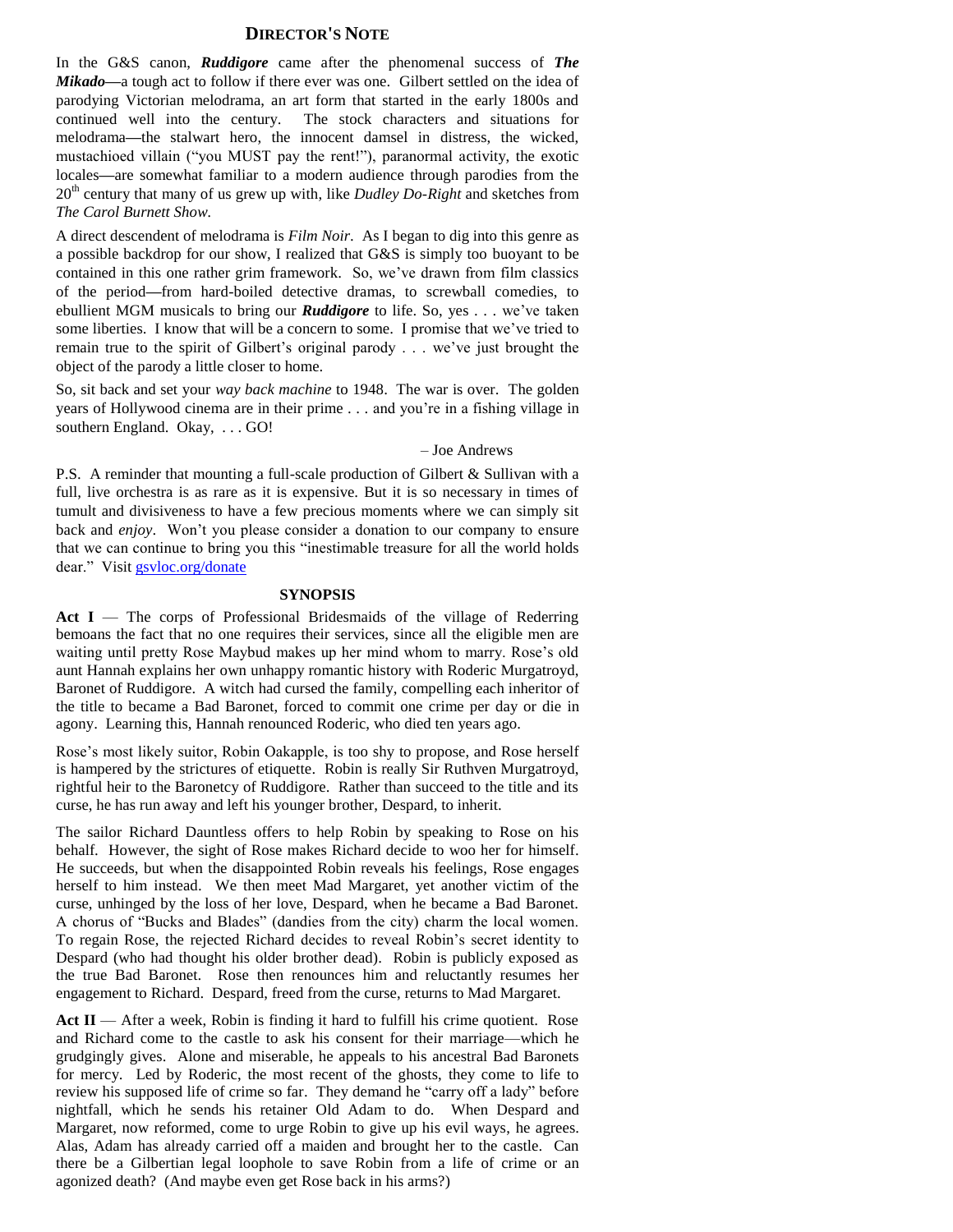## Director's Note

In the G&S canon, ***Ruddigore*** came after the phenomenal success of ***The Mikado***—a tough act to follow if there ever was one. Gilbert settled on the idea of parodying Victorian melodrama, an art form that started in the early 1800s and continued well into the century. The stock characters and situations for melodrama—the stalwart hero, the innocent damsel in distress, the wicked, mustachioed villain ("you MUST pay the rent!"), paranormal activity, the exotic locales—are somewhat familiar to a modern audience through parodies from the 20th century that many of us grew up with, like *Dudley Do-Right* and sketches from *The Carol Burnett Show*.

A direct descendent of melodrama is *Film Noir*. As I began to dig into this genre as a possible backdrop for our show, I realized that G&S is simply too buoyant to be contained in this one rather grim framework. So, we've drawn from film classics of the period—from hard-boiled detective dramas, to screwball comedies, to ebullient MGM musicals to bring our ***Ruddigore*** to life. So, yes . . . we've taken some liberties. I know that will be a concern to some. I promise that we've tried to remain true to the spirit of Gilbert's original parody . . . we've just brought the object of the parody a little closer to home.

So, sit back and set your *way back machine* to 1948. The war is over. The golden years of Hollywood cinema are in their prime . . . and you're in a fishing village in southern England. Okay, . . . GO!

– Joe Andrews

P.S. A reminder that mounting a full-scale production of Gilbert & Sullivan with a full, live orchestra is as rare as it is expensive. But it is so necessary in times of tumult and divisiveness to have a few precious moments where we can simply sit back and *enjoy*. Won't you please consider a donation to our company to ensure that we can continue to bring you this "inestimable treasure for all the world holds dear." Visit gsvloc.org/donate

## Synopsis

**Act I** — The corps of Professional Bridesmaids of the village of Rederring bemoans the fact that no one requires their services, since all the eligible men are waiting until pretty Rose Maybud makes up her mind whom to marry. Rose's old aunt Hannah explains her own unhappy romantic history with Roderic Murgatroyd, Baronet of Ruddigore. A witch had cursed the family, compelling each inheritor of the title to became a Bad Baronet, forced to commit one crime per day or die in agony. Learning this, Hannah renounced Roderic, who died ten years ago.

Rose's most likely suitor, Robin Oakapple, is too shy to propose, and Rose herself is hampered by the strictures of etiquette. Robin is really Sir Ruthven Murgatroyd, rightful heir to the Baronetcy of Ruddigore. Rather than succeed to the title and its curse, he has run away and left his younger brother, Despard, to inherit.

The sailor Richard Dauntless offers to help Robin by speaking to Rose on his behalf. However, the sight of Rose makes Richard decide to woo her for himself. He succeeds, but when the disappointed Robin reveals his feelings, Rose engages herself to him instead. We then meet Mad Margaret, yet another victim of the curse, unhinged by the loss of her love, Despard, when he became a Bad Baronet. A chorus of "Bucks and Blades" (dandies from the city) charm the local women. To regain Rose, the rejected Richard decides to reveal Robin's secret identity to Despard (who had thought his older brother dead). Robin is publicly exposed as the true Bad Baronet. Rose then renounces him and reluctantly resumes her engagement to Richard. Despard, freed from the curse, returns to Mad Margaret.

**Act II** — After a week, Robin is finding it hard to fulfill his crime quotient. Rose and Richard come to the castle to ask his consent for their marriage—which he grudgingly gives. Alone and miserable, he appeals to his ancestral Bad Baronets for mercy. Led by Roderic, the most recent of the ghosts, they come to life to review his supposed life of crime so far. They demand he "carry off a lady" before nightfall, which he sends his retainer Old Adam to do. When Despard and Margaret, now reformed, come to urge Robin to give up his evil ways, he agrees. Alas, Adam has already carried off a maiden and brought her to the castle. Can there be a Gilbertian legal loophole to save Robin from a life of crime or an agonized death? (And maybe even get Rose back in his arms?)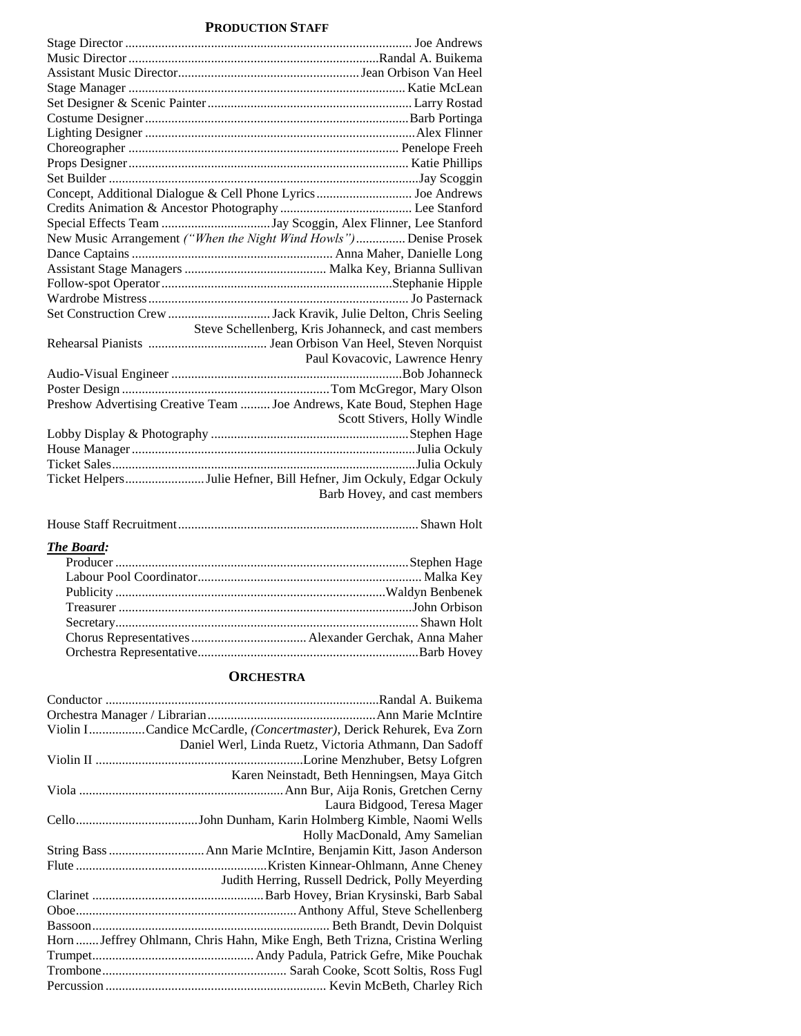## PRODUCTION STAFF

Stage Director ........ Joe Andrews
Music Director ........ Randal A. Buikema
Assistant Music Director ........ Jean Orbison Van Heel
Stage Manager ........ Katie McLean
Set Designer & Scenic Painter ........ Larry Rostad
Costume Designer ........ Barb Portinga
Lighting Designer ........ Alex Flinner
Choreographer ........ Penelope Freeh
Props Designer ........ Katie Phillips
Set Builder ........ Jay Scoggin
Concept, Additional Dialogue & Cell Phone Lyrics ........ Joe Andrews
Credits Animation & Ancestor Photography ........ Lee Stanford
Special Effects Team ........ Jay Scoggin, Alex Flinner, Lee Stanford
New Music Arrangement *("When the Night Wind Howls")* ........ Denise Prosek
Dance Captains ........ Anna Maher, Danielle Long
Assistant Stage Managers ........ Malka Key, Brianna Sullivan
Follow-spot Operator ........ Stephanie Hipple
Wardrobe Mistress ........ Jo Pasternack
Set Construction Crew ........ Jack Kravik, Julie Delton, Chris Seeling, Steve Schellenberg, Kris Johanneck, and cast members
Rehearsal Pianists ........ Jean Orbison Van Heel, Steven Norquist, Paul Kovacovic, Lawrence Henry
Audio-Visual Engineer ........ Bob Johanneck
Poster Design ........ Tom McGregor, Mary Olson
Preshow Advertising Creative Team ........ Joe Andrews, Kate Boud, Stephen Hage, Scott Stivers, Holly Windle
Lobby Display & Photography ........ Stephen Hage
House Manager ........ Julia Ockuly
Ticket Sales ........ Julia Ockuly
Ticket Helpers ........ Julie Hefner, Bill Hefner, Jim Ockuly, Edgar Ockuly, Barb Hovey, and cast members

House Staff Recruitment ........ Shawn Holt

***The Board:***

Producer ........ Stephen Hage
Labour Pool Coordinator ........ Malka Key
Publicity ........ Waldyn Benbenek
Treasurer ........ John Orbison
Secretary ........ Shawn Holt
Chorus Representatives ........ Alexander Gerchak, Anna Maher
Orchestra Representative ........ Barb Hovey

## ORCHESTRA

Conductor ........ Randal A. Buikema
Orchestra Manager / Librarian ........ Ann Marie McIntire
Violin I ........ Candice McCardle, *(Concertmaster)*, Derick Rehurek, Eva Zorn, Daniel Werl, Linda Ruetz, Victoria Athmann, Dan Sadoff
Violin II ........ Lorine Menzhuber, Betsy Lofgren, Karen Neinstadt, Beth Henningsen, Maya Gitch
Viola ........ Ann Bur, Aija Ronis, Gretchen Cerny, Laura Bidgood, Teresa Mager
Cello ........ John Dunham, Karin Holmberg Kimble, Naomi Wells, Holly MacDonald, Amy Samelian
String Bass ........ Ann Marie McIntire, Benjamin Kitt, Jason Anderson
Flute ........ Kristen Kinnear-Ohlmann, Anne Cheney, Judith Herring, Russell Dedrick, Polly Meyerding
Clarinet ........ Barb Hovey, Brian Krysinski, Barb Sabal
Oboe ........ Anthony Afful, Steve Schellenberg
Bassoon ........ Beth Brandt, Devin Dolquist
Horn ........ Jeffrey Ohlmann, Chris Hahn, Mike Engh, Beth Trizna, Cristina Werling
Trumpet ........ Andy Padula, Patrick Gefre, Mike Pouchak
Trombone ........ Sarah Cooke, Scott Soltis, Ross Fugl
Percussion ........ Kevin McBeth, Charley Rich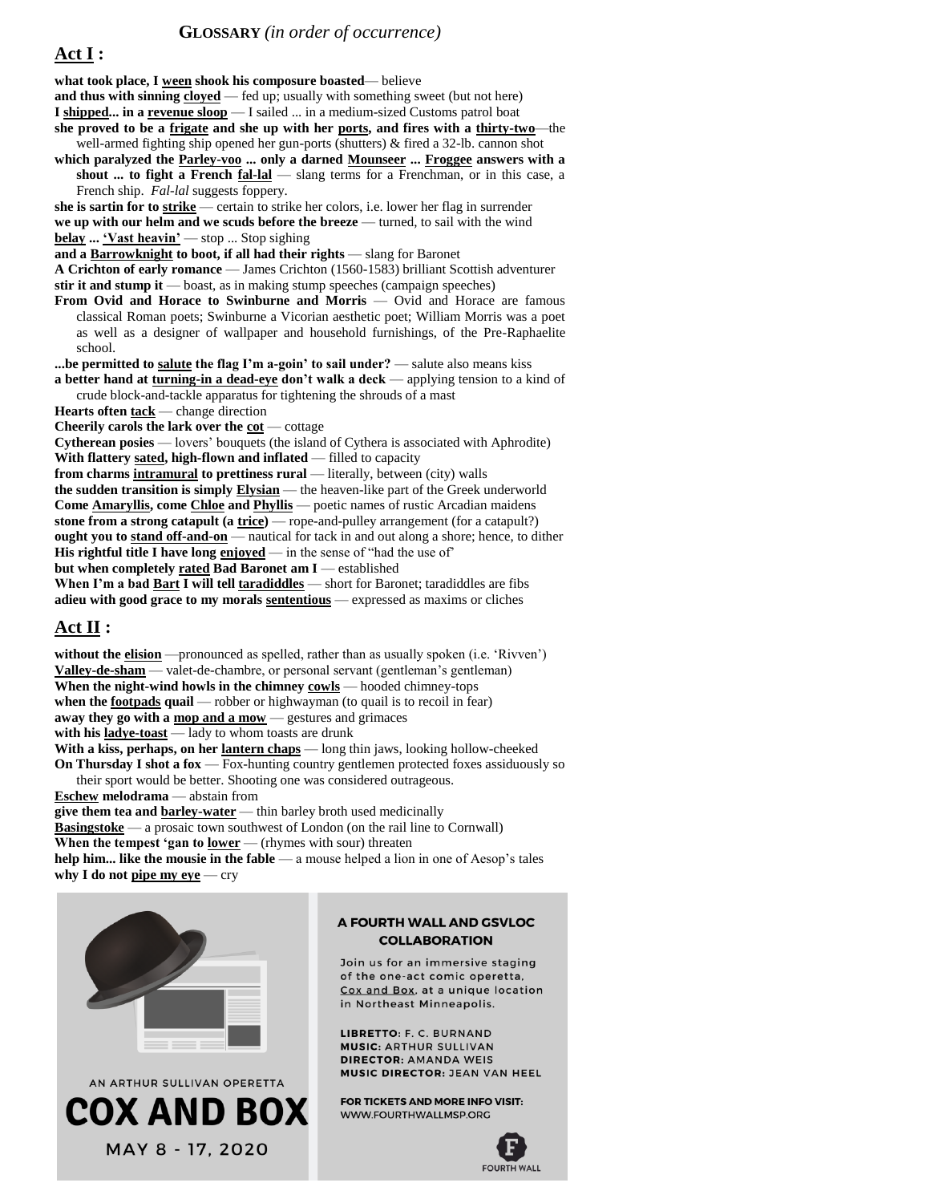## GLOSSARY *(in order of occurrence)*

### Act I :

**what took place, I ween shook his composure boasted** — believe
**and thus with sinning cloyed** — fed up; usually with something sweet (but not here)
**I shipped... in a revenue sloop** — I sailed ... in a medium-sized Customs patrol boat
**she proved to be a frigate and she up with her ports, and fires with a thirty-two**—the well-armed fighting ship opened her gun-ports (shutters) & fired a 32-lb. cannon shot
**which paralyzed the Parley-voo ... only a darned Mounseer ... Froggee answers with a shout ... to fight a French fal-lal** — slang terms for a Frenchman, or in this case, a French ship. *Fal-lal* suggests foppery.
**she is sartin for to strike** — certain to strike her colors, i.e. lower her flag in surrender
**we up with our helm and we scuds before the breeze** — turned, to sail with the wind
**belay ... 'Vast heavin'** — stop ... Stop sighing
**and a Barrowknight to boot, if all had their rights** — slang for Baronet
**A Crichton of early romance** — James Crichton (1560-1583) brilliant Scottish adventurer
**stir it and stump it** — boast, as in making stump speeches (campaign speeches)
**From Ovid and Horace to Swinburne and Morris** — Ovid and Horace are famous classical Roman poets; Swinburne a Vicorian aesthetic poet; William Morris was a poet as well as a designer of wallpaper and household furnishings, of the Pre-Raphaelite school.
**...be permitted to salute the flag I'm a-goin' to sail under?** — salute also means kiss
**a better hand at turning-in a dead-eye don't walk a deck** — applying tension to a kind of crude block-and-tackle apparatus for tightening the shrouds of a mast
**Hearts often tack** — change direction
**Cheerily carols the lark over the cot** — cottage
**Cytherean posies** — lovers' bouquets (the island of Cythera is associated with Aphrodite)
**With flattery sated, high-flown and inflated** — filled to capacity
**from charms intramural to prettiness rural** — literally, between (city) walls
**the sudden transition is simply Elysian** — the heaven-like part of the Greek underworld
**Come Amaryllis, come Chloe and Phyllis** — poetic names of rustic Arcadian maidens
**stone from a strong catapult (a trice)** — rope-and-pulley arrangement (for a catapult?)
**ought you to stand off-and-on** — nautical for tack in and out along a shore; hence, to dither
**His rightful title I have long enjoyed** — in the sense of "had the use of"
**but when completely rated Bad Baronet am I** — established
**When I'm a bad Bart I will tell taradiddles** — short for Baronet; taradiddles are fibs
**adieu with good grace to my morals sententious** — expressed as maxims or cliches

### Act II :

**without the elision** —pronounced as spelled, rather than as usually spoken (i.e. 'Rivven')
**Valley-de-sham** — valet-de-chambre, or personal servant (gentleman's gentleman)
**When the night-wind howls in the chimney cowls** — hooded chimney-tops
**when the footpads quail** — robber or highwayman (to quail is to recoil in fear)
**away they go with a mop and a mow** — gestures and grimaces
**with his ladye-toast** — lady to whom toasts are drunk
**With a kiss, perhaps, on her lantern chaps** — long thin jaws, looking hollow-cheeked
**On Thursday I shot a fox** — Fox-hunting country gentlemen protected foxes assiduously so their sport would be better. Shooting one was considered outrageous.
**Eschew melodrama** — abstain from
**give them tea and barley-water** — thin barley broth used medicinally
**Basingstoke** — a prosaic town southwest of London (on the rail line to Cornwall)
**When the tempest 'gan to lower** — (rhymes with sour) threaten
**help him... like the mousie in the fable** — a mouse helped a lion in one of Aesop's tales
**why I do not pipe my eye** — cry

AN ARTHUR SULLIVAN OPERETTA

**COX AND BOX**

MAY 8 - 17, 2020

**A FOURTH WALL AND GSVLOC COLLABORATION**

Join us for an immersive staging of the one-act comic operetta, Cox and Box, at a unique location in Northeast Minneapolis.

**LIBRETTO:** F. C. BURNAND
**MUSIC:** ARTHUR SULLIVAN
**DIRECTOR:** AMANDA WEIS
**MUSIC DIRECTOR:** JEAN VAN HEEL

**FOR TICKETS AND MORE INFO VISIT:**
WWW.FOURTHWALLMSP.ORG

FOURTH WALL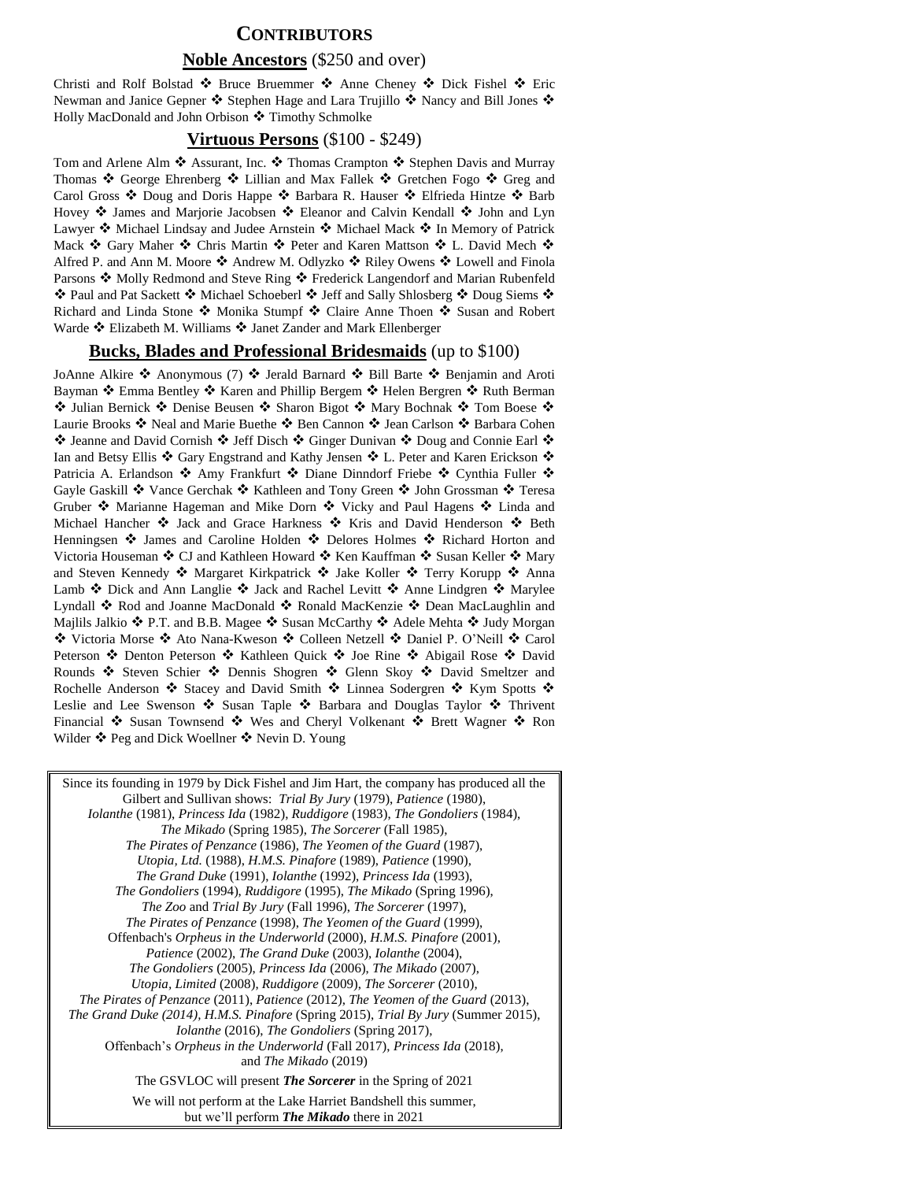## CONTRIBUTORS

### Noble Ancestors ($250 and over)

Christi and Rolf Bolstad ❖ Bruce Bruemmer ❖ Anne Cheney ❖ Dick Fishel ❖ Eric Newman and Janice Gepner ❖ Stephen Hage and Lara Trujillo ❖ Nancy and Bill Jones ❖ Holly MacDonald and John Orbison ❖ Timothy Schmolke

### Virtuous Persons ($100 - $249)

Tom and Arlene Alm ❖ Assurant, Inc. ❖ Thomas Crampton ❖ Stephen Davis and Murray Thomas ❖ George Ehrenberg ❖ Lillian and Max Fallek ❖ Gretchen Fogo ❖ Greg and Carol Gross ❖ Doug and Doris Happe ❖ Barbara R. Hauser ❖ Elfrieda Hintze ❖ Barb Hovey ❖ James and Marjorie Jacobsen ❖ Eleanor and Calvin Kendall ❖ John and Lyn Lawyer ❖ Michael Lindsay and Judee Arnstein ❖ Michael Mack ❖ In Memory of Patrick Mack ❖ Gary Maher ❖ Chris Martin ❖ Peter and Karen Mattson ❖ L. David Mech ❖ Alfred P. and Ann M. Moore ❖ Andrew M. Odlyzko ❖ Riley Owens ❖ Lowell and Finola Parsons ❖ Molly Redmond and Steve Ring ❖ Frederick Langendorf and Marian Rubenfeld ❖ Paul and Pat Sackett ❖ Michael Schoeberl ❖ Jeff and Sally Shlosberg ❖ Doug Siems ❖ Richard and Linda Stone ❖ Monika Stumpf ❖ Claire Anne Thoen ❖ Susan and Robert Warde ❖ Elizabeth M. Williams ❖ Janet Zander and Mark Ellenberger

### Bucks, Blades and Professional Bridesmaids (up to $100)

JoAnne Alkire ❖ Anonymous (7) ❖ Jerald Barnard ❖ Bill Barte ❖ Benjamin and Aroti Bayman ❖ Emma Bentley ❖ Karen and Phillip Bergem ❖ Helen Bergren ❖ Ruth Berman ❖ Julian Bernick ❖ Denise Beusen ❖ Sharon Bigot ❖ Mary Bochnak ❖ Tom Boese ❖ Laurie Brooks ❖ Neal and Marie Buethe ❖ Ben Cannon ❖ Jean Carlson ❖ Barbara Cohen ❖ Jeanne and David Cornish ❖ Jeff Disch ❖ Ginger Dunivan ❖ Doug and Connie Earl ❖ Ian and Betsy Ellis ❖ Gary Engstrand and Kathy Jensen ❖ L. Peter and Karen Erickson ❖ Patricia A. Erlandson ❖ Amy Frankfurt ❖ Diane Dinndorf Friebe ❖ Cynthia Fuller ❖ Gayle Gaskill ❖ Vance Gerchak ❖ Kathleen and Tony Green ❖ John Grossman ❖ Teresa Gruber ❖ Marianne Hageman and Mike Dorn ❖ Vicky and Paul Hagens ❖ Linda and Michael Hancher ❖ Jack and Grace Harkness ❖ Kris and David Henderson ❖ Beth Henningsen ❖ James and Caroline Holden ❖ Delores Holmes ❖ Richard Horton and Victoria Houseman ❖ CJ and Kathleen Howard ❖ Ken Kauffman ❖ Susan Keller ❖ Mary and Steven Kennedy ❖ Margaret Kirkpatrick ❖ Jake Koller ❖ Terry Korupp ❖ Anna Lamb ❖ Dick and Ann Langlie ❖ Jack and Rachel Levitt ❖ Anne Lindgren ❖ Marylee Lyndall ❖ Rod and Joanne MacDonald ❖ Ronald MacKenzie ❖ Dean MacLaughlin and Majlils Jalkio ❖ P.T. and B.B. Magee ❖ Susan McCarthy ❖ Adele Mehta ❖ Judy Morgan ❖ Victoria Morse ❖ Ato Nana-Kweson ❖ Colleen Netzell ❖ Daniel P. O'Neill ❖ Carol Peterson ❖ Denton Peterson ❖ Kathleen Quick ❖ Joe Rine ❖ Abigail Rose ❖ David Rounds ❖ Steven Schier ❖ Dennis Shogren ❖ Glenn Skoy ❖ David Smeltzer and Rochelle Anderson ❖ Stacey and David Smith ❖ Linnea Sodergren ❖ Kym Spotts ❖ Leslie and Lee Swenson ❖ Susan Taple ❖ Barbara and Douglas Taylor ❖ Thrivent Financial ❖ Susan Townsend ❖ Wes and Cheryl Volkenant ❖ Brett Wagner ❖ Ron Wilder ❖ Peg and Dick Woellner ❖ Nevin D. Young

---

Since its founding in 1979 by Dick Fishel and Jim Hart, the company has produced all the Gilbert and Sullivan shows: *Trial By Jury* (1979), *Patience* (1980), *Iolanthe* (1981), *Princess Ida* (1982), *Ruddigore* (1983), *The Gondoliers* (1984), *The Mikado* (Spring 1985), *The Sorcerer* (Fall 1985), *The Pirates of Penzance* (1986), *The Yeomen of the Guard* (1987), *Utopia, Ltd.* (1988), *H.M.S. Pinafore* (1989), *Patience* (1990), *The Grand Duke* (1991), *Iolanthe* (1992), *Princess Ida* (1993), *The Gondoliers* (1994), *Ruddigore* (1995), *The Mikado* (Spring 1996), *The Zoo* and *Trial By Jury* (Fall 1996), *The Sorcerer* (1997), *The Pirates of Penzance* (1998), *The Yeomen of the Guard* (1999), Offenbach's *Orpheus in the Underworld* (2000), *H.M.S. Pinafore* (2001), *Patience* (2002), *The Grand Duke* (2003), *Iolanthe* (2004), *The Gondoliers* (2005), *Princess Ida* (2006), *The Mikado* (2007), *Utopia, Limited* (2008), *Ruddigore* (2009), *The Sorcerer* (2010), *The Pirates of Penzance* (2011), *Patience* (2012), *The Yeomen of the Guard* (2013), *The Grand Duke (2014)*, *H.M.S. Pinafore* (Spring 2015), *Trial By Jury* (Summer 2015), *Iolanthe* (2016), *The Gondoliers* (Spring 2017), Offenbach's *Orpheus in the Underworld* (Fall 2017), *Princess Ida* (2018), and *The Mikado* (2019)

The GSVLOC will present ***The Sorcerer*** in the Spring of 2021

We will not perform at the Lake Harriet Bandshell this summer, but we'll perform ***The Mikado*** there in 2021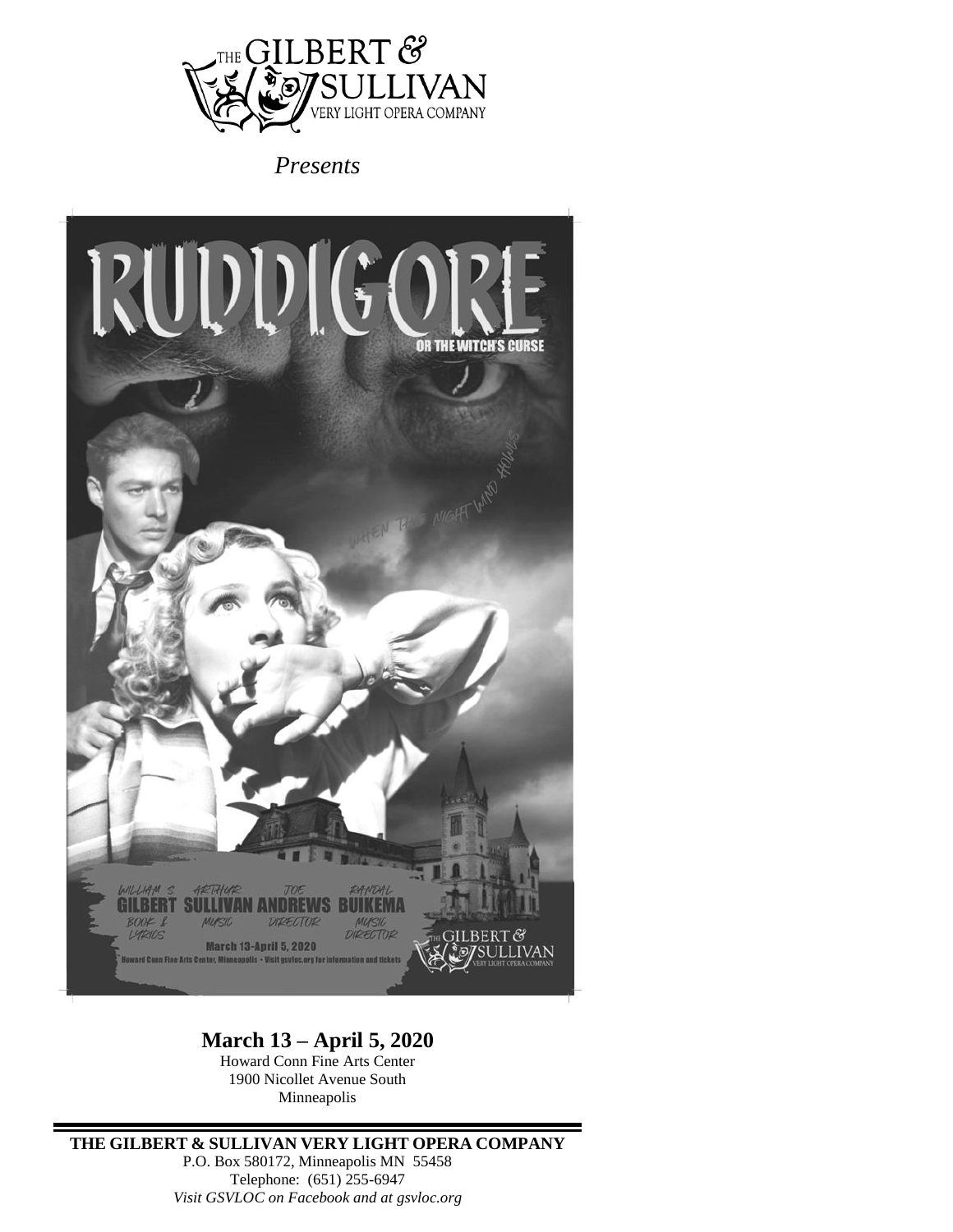THE GILBERT & SULLIVAN VERY LIGHT OPERA COMPANY

*Presents*

RUDDIGORE

OR THE WITCH'S CURSE

WHEN THE NIGHT WIND HOWLS

WILLIAM S. GILBERT BOOK & LYRICS

ARTHUR SULLIVAN MUSIC

JOE ANDREWS DIRECTOR

RANDAL BUIKEMA MUSIC DIRECTOR

March 13-April 5, 2020

Howard Conn Fine Arts Center, Minneapolis • Visit gsvloc.org for information and tickets

THE GILBERT & SULLIVAN VERY LIGHT OPERA COMPANY

**March 13 – April 5, 2020**

Howard Conn Fine Arts Center
1900 Nicollet Avenue South
Minneapolis

---

**THE GILBERT & SULLIVAN VERY LIGHT OPERA COMPANY**

P.O. Box 580172, Minneapolis MN 55458
Telephone: (651) 255-6947
*Visit GSVLOC on Facebook and at gsvloc.org*